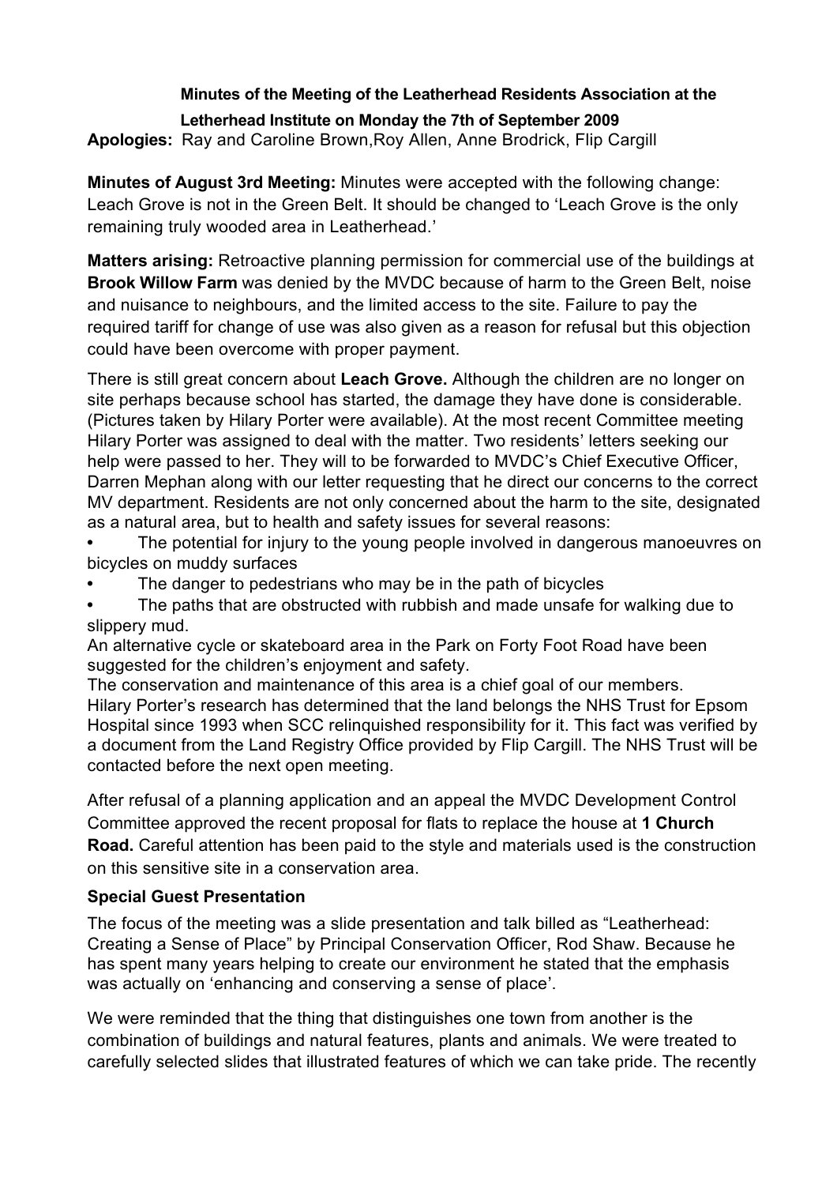**Minutes of the Meeting of the Leatherhead Residents Association at the Letherhead Institute on Monday the 7th of September 2009**

**Apologies:** Ray and Caroline Brown,Roy Allen, Anne Brodrick, Flip Cargill

**Minutes of August 3rd Meeting:** Minutes were accepted with the following change: Leach Grove is not in the Green Belt. It should be changed to 'Leach Grove is the only remaining truly wooded area in Leatherhead.'

**Matters arising:** Retroactive planning permission for commercial use of the buildings at **Brook Willow Farm** was denied by the MVDC because of harm to the Green Belt, noise and nuisance to neighbours, and the limited access to the site. Failure to pay the required tariff for change of use was also given as a reason for refusal but this objection could have been overcome with proper payment.

There is still great concern about **Leach Grove.** Although the children are no longer on site perhaps because school has started, the damage they have done is considerable. (Pictures taken by Hilary Porter were available). At the most recent Committee meeting Hilary Porter was assigned to deal with the matter. Two residents' letters seeking our help were passed to her. They will to be forwarded to MVDC's Chief Executive Officer, Darren Mephan along with our letter requesting that he direct our concerns to the correct MV department. Residents are not only concerned about the harm to the site, designated as a natural area, but to health and safety issues for several reasons:

- The potential for injury to the young people involved in dangerous manoeuvres on bicycles on muddy surfaces
- The danger to pedestrians who may be in the path of bicycles
- The paths that are obstructed with rubbish and made unsafe for walking due to slippery mud.

An alternative cycle or skateboard area in the Park on Forty Foot Road have been suggested for the children's enjoyment and safety.
The conservation and maintenance of this area is a chief goal of our members.
Hilary Porter's research has determined that the land belongs the NHS Trust for Epsom Hospital since 1993 when SCC relinquished responsibility for it. This fact was verified by a document from the Land Registry Office provided by Flip Cargill. The NHS Trust will be contacted before the next open meeting.

After refusal of a planning application and an appeal the MVDC Development Control Committee approved the recent proposal for flats to replace the house at **1 Church Road.** Careful attention has been paid to the style and materials used is the construction on this sensitive site in a conservation area.

**Special Guest Presentation**

The focus of the meeting was a slide presentation and talk billed as "Leatherhead: Creating a Sense of Place" by Principal Conservation Officer, Rod Shaw. Because he has spent many years helping to create our environment he stated that the emphasis was actually on 'enhancing and conserving a sense of place'.

We were reminded that the thing that distinguishes one town from another is the combination of buildings and natural features, plants and animals. We were treated to carefully selected slides that illustrated features of which we can take pride. The recently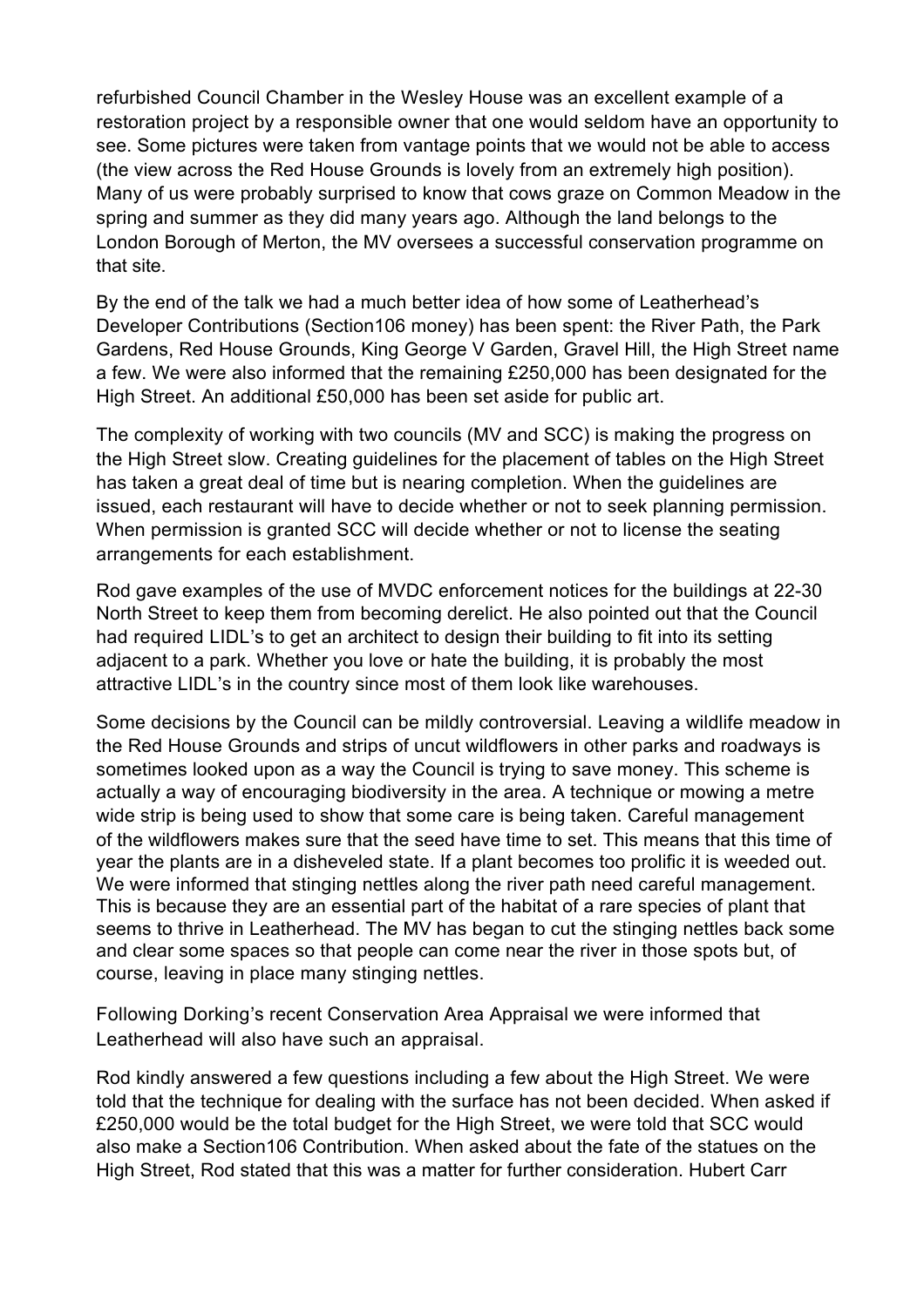refurbished Council Chamber in the Wesley House was an excellent example of a restoration project by a responsible owner that one would seldom have an opportunity to see. Some pictures were taken from vantage points that we would not be able to access (the view across the Red House Grounds is lovely from an extremely high position). Many of us were probably surprised to know that cows graze on Common Meadow in the spring and summer as they did many years ago. Although the land belongs to the London Borough of Merton, the MV oversees a successful conservation programme on that site.

By the end of the talk we had a much better idea of how some of Leatherhead's Developer Contributions (Section106 money) has been spent: the River Path, the Park Gardens, Red House Grounds, King George V Garden, Gravel Hill, the High Street name a few. We were also informed that the remaining £250,000 has been designated for the High Street. An additional £50,000 has been set aside for public art.

The complexity of working with two councils (MV and SCC) is making the progress on the High Street slow. Creating guidelines for the placement of tables on the High Street has taken a great deal of time but is nearing completion. When the guidelines are issued, each restaurant will have to decide whether or not to seek planning permission. When permission is granted SCC will decide whether or not to license the seating arrangements for each establishment.

Rod gave examples of the use of MVDC enforcement notices for the buildings at 22-30 North Street to keep them from becoming derelict. He also pointed out that the Council had required LIDL's to get an architect to design their building to fit into its setting adjacent to a park. Whether you love or hate the building, it is probably the most attractive LIDL's in the country since most of them look like warehouses.

Some decisions by the Council can be mildly controversial. Leaving a wildlife meadow in the Red House Grounds and strips of uncut wildflowers in other parks and roadways is sometimes looked upon as a way the Council is trying to save money. This scheme is actually a way of encouraging biodiversity in the area. A technique or mowing a metre wide strip is being used to show that some care is being taken. Careful management of the wildflowers makes sure that the seed have time to set. This means that this time of year the plants are in a disheveled state. If a plant becomes too prolific it is weeded out. We were informed that stinging nettles along the river path need careful management. This is because they are an essential part of the habitat of a rare species of plant that seems to thrive in Leatherhead. The MV has began to cut the stinging nettles back some and clear some spaces so that people can come near the river in those spots but, of course, leaving in place many stinging nettles.

Following Dorking's recent Conservation Area Appraisal we were informed that Leatherhead will also have such an appraisal.

Rod kindly answered a few questions including a few about the High Street. We were told that the technique for dealing with the surface has not been decided. When asked if £250,000 would be the total budget for the High Street, we were told that SCC would also make a Section106 Contribution. When asked about the fate of the statues on the High Street, Rod stated that this was a matter for further consideration. Hubert Carr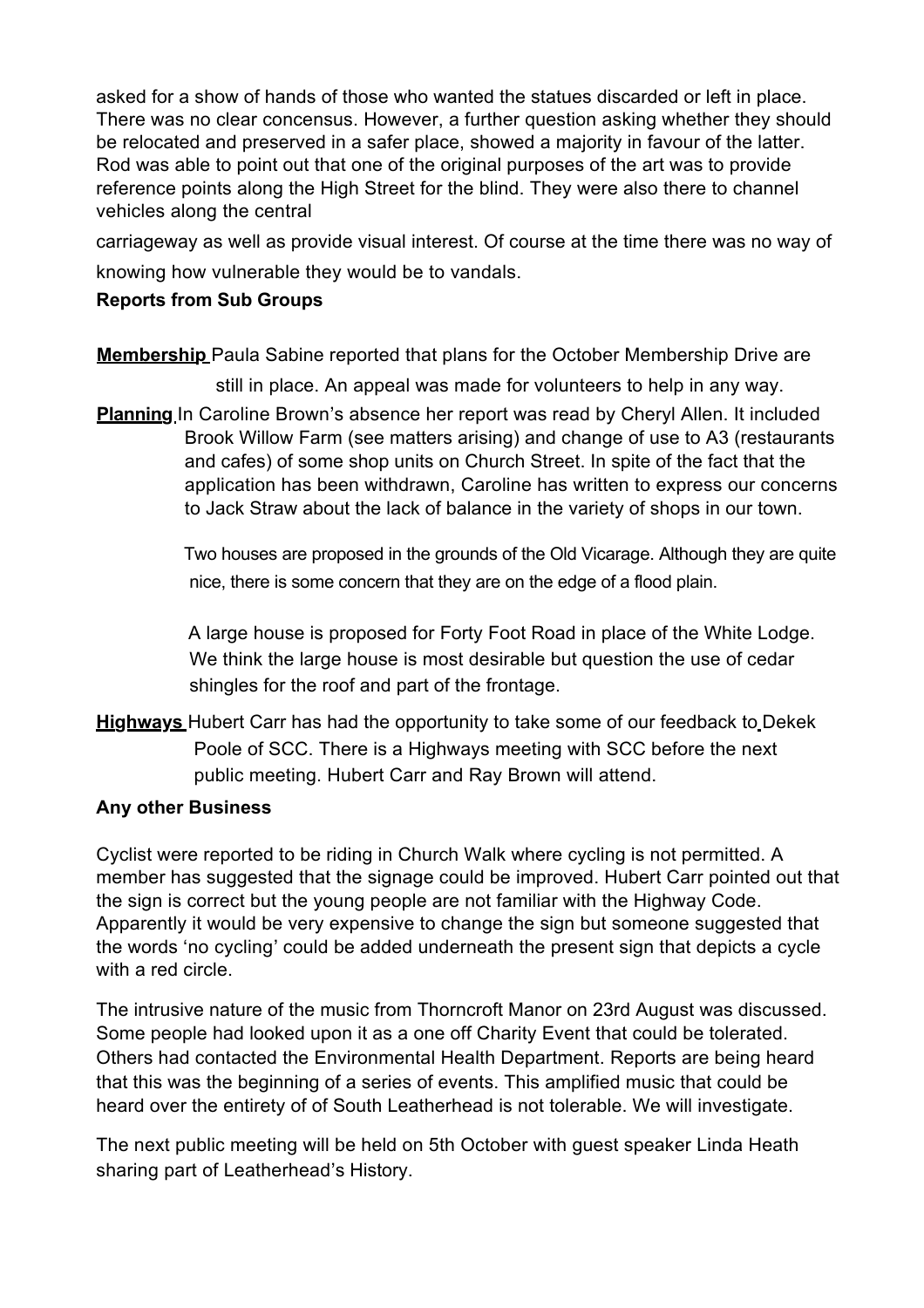asked for a show of hands of those who wanted the statues discarded or left in place. There was no clear concensus. However, a further question asking whether they should be relocated and preserved in a safer place, showed a majority in favour of the latter. Rod was able to point out that one of the original purposes of the art was to provide reference points along the High Street for the blind. They were also there to channel vehicles along the central carriageway as well as provide visual interest. Of course at the time there was no way of knowing how vulnerable they would be to vandals.

**Reports from Sub Groups**

**Membership** Paula Sabine reported that plans for the October Membership Drive are still in place. An appeal was made for volunteers to help in any way.

**Planning** In Caroline Brown's absence her report was read by Cheryl Allen. It included Brook Willow Farm (see matters arising) and change of use to A3 (restaurants and cafes) of some shop units on Church Street. In spite of the fact that the application has been withdrawn, Caroline has written to express our concerns to Jack Straw about the lack of balance in the variety of shops in our town.

Two houses are proposed in the grounds of the Old Vicarage. Although they are quite nice, there is some concern that they are on the edge of a flood plain.

A large house is proposed for Forty Foot Road in place of the White Lodge. We think the large house is most desirable but question the use of cedar shingles for the roof and part of the frontage.

**Highways** Hubert Carr has had the opportunity to take some of our feedback to Dekek Poole of SCC. There is a Highways meeting with SCC before the next public meeting. Hubert Carr and Ray Brown will attend.

**Any other Business**

Cyclist were reported to be riding in Church Walk where cycling is not permitted. A member has suggested that the signage could be improved. Hubert Carr pointed out that the sign is correct but the young people are not familiar with the Highway Code. Apparently it would be very expensive to change the sign but someone suggested that the words 'no cycling' could be added underneath the present sign that depicts a cycle with a red circle.

The intrusive nature of the music from Thorncroft Manor on 23rd August was discussed. Some people had looked upon it as a one off Charity Event that could be tolerated. Others had contacted the Environmental Health Department. Reports are being heard that this was the beginning of a series of events. This amplified music that could be heard over the entirety of of South Leatherhead is not tolerable. We will investigate.

The next public meeting will be held on 5th October with guest speaker Linda Heath sharing part of Leatherhead's History.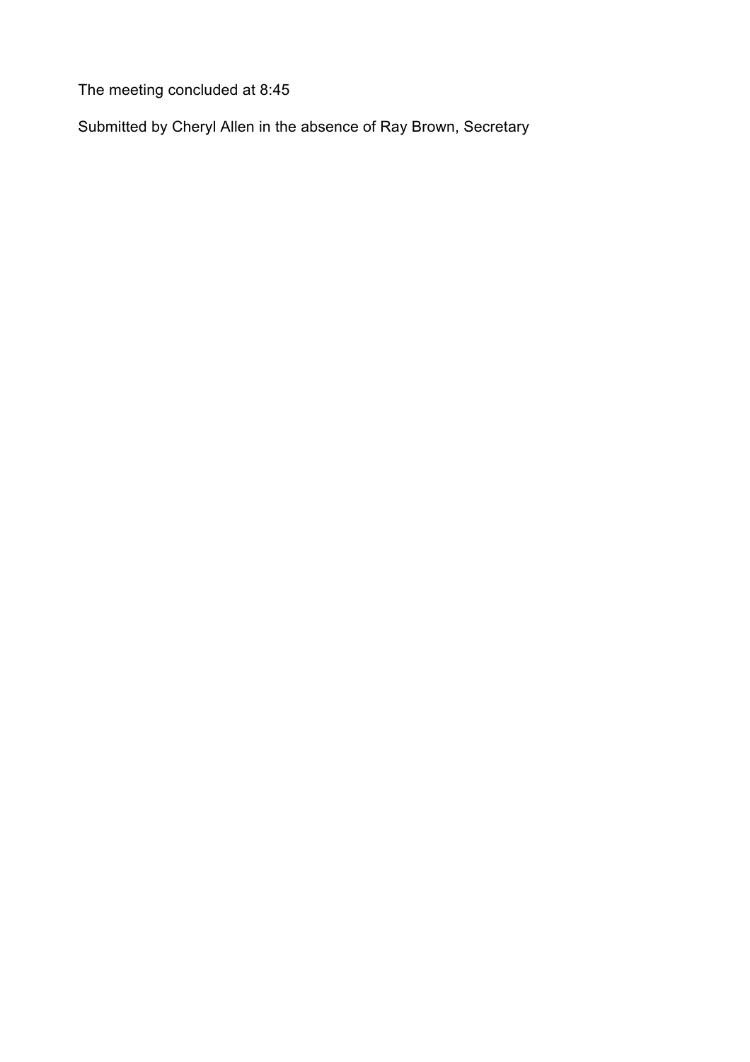The meeting concluded at 8:45

Submitted by Cheryl Allen in the absence of Ray Brown, Secretary